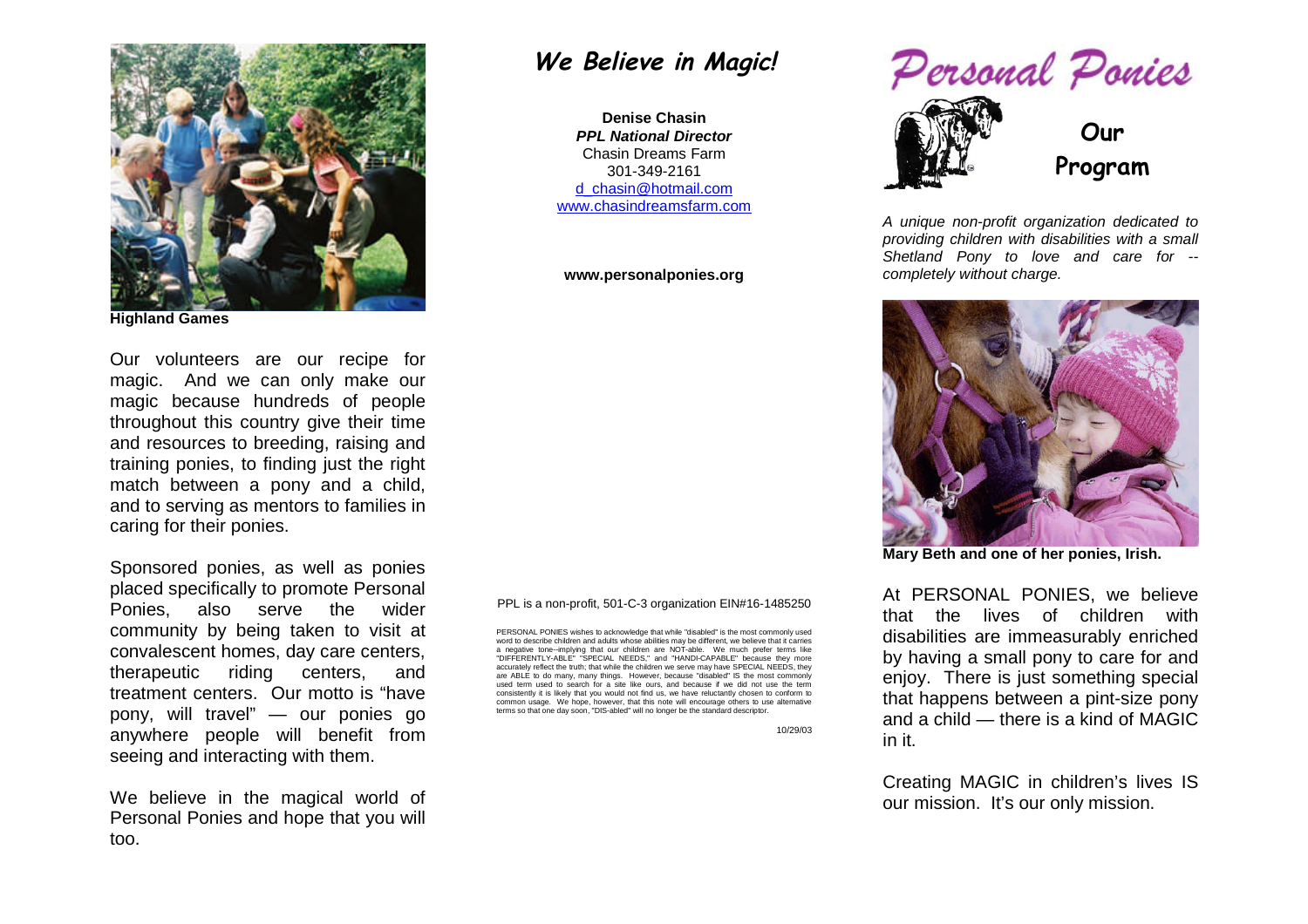Highland Games

Our volunteers are our recipe for magic. And we can only make our magic because hundreds of people throughout this country give their time and resources to breeding, raising and training ponies, to finding just the right match between a pony and a child, and to serving as mentors to families in caring for their ponies.

Sponsored ponies, as well as ponies placed specifically to promote Personal Ponies, also serve the wider community by being taken to visit at convalescent homes, day care centers, therapeutic riding centers, and treatment centers. Our motto is "have pony, will travel" — our ponies go anywhere people will benefit from seeing and interacting with them.

We believe in the magical world of Personal Ponies and hope that you will too.

## *We Believe in Magic!*

**Denise Chasin**
***PPL National Director***
Chasin Dreams Farm
301-349-2161
d_chasin@hotmail.com
www.chasindreamsfarm.com

**www.personalponies.org**

PPL is a non-profit, 501-C-3 organization EIN#16-1485250

PERSONAL PONIES wishes to acknowledge that while "disabled" is the most commonly used word to describe children and adults whose abilities may be different, we believe that it carries a negative tone--implying that our children are NOT-able. We much prefer terms like "DIFFERENTLY-ABLE" "SPECIAL NEEDS," and "HANDI-CAPABLE" because they more accurately reflect the truth; that while the children we serve may have SPECIAL NEEDS, they are ABLE to do many, many things. However, because "disabled" IS the most commonly used term used to search for a site like ours, and because if we did not use the term consistently it is likely that you would not find us, we have reluctantly chosen to conform to common usage. We hope, however, that this note will encourage others to use alternative terms so that one day soon, "DIS-abled" will no longer be the standard descriptor.

10/29/03

# Personal Ponies

## Our Program

*A unique non-profit organization dedicated to providing children with disabilities with a small Shetland Pony to love and care for -- completely without charge.*

**Mary Beth and one of her ponies, Irish.**

At PERSONAL PONIES, we believe that the lives of children with disabilities are immeasurably enriched by having a small pony to care for and enjoy. There is just something special that happens between a pint-size pony and a child — there is a kind of MAGIC in it.

Creating MAGIC in children's lives IS our mission. It's our only mission.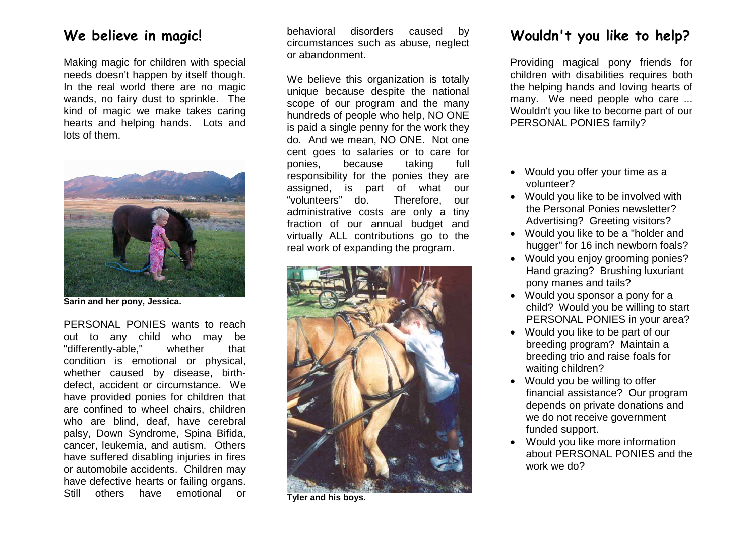## We believe in magic!

Making magic for children with special needs doesn't happen by itself though. In the real world there are no magic wands, no fairy dust to sprinkle. The kind of magic we make takes caring hearts and helping hands. Lots and lots of them.

**Sarin and her pony, Jessica.**

PERSONAL PONIES wants to reach out to any child who may be "differently-able," whether that condition is emotional or physical, whether caused by disease, birth-defect, accident or circumstance. We have provided ponies for children that are confined to wheel chairs, children who are blind, deaf, have cerebral palsy, Down Syndrome, Spina Bifida, cancer, leukemia, and autism. Others have suffered disabling injuries in fires or automobile accidents. Children may have defective hearts or failing organs. Still others have emotional or behavioral disorders caused by circumstances such as abuse, neglect or abandonment.

We believe this organization is totally unique because despite the national scope of our program and the many hundreds of people who help, NO ONE is paid a single penny for the work they do. And we mean, NO ONE. Not one cent goes to salaries or to care for ponies, because taking full responsibility for the ponies they are assigned, is part of what our "volunteers" do. Therefore, our administrative costs are only a tiny fraction of our annual budget and virtually ALL contributions go to the real work of expanding the program.

**Tyler and his boys.**

## Wouldn't you like to help?

Providing magical pony friends for children with disabilities requires both the helping hands and loving hearts of many. We need people who care ... Wouldn't you like to become part of our PERSONAL PONIES family?

- Would you offer your time as a volunteer?
- Would you like to be involved with the Personal Ponies newsletter? Advertising? Greeting visitors?
- Would you like to be a "holder and hugger" for 16 inch newborn foals?
- Would you enjoy grooming ponies? Hand grazing? Brushing luxuriant pony manes and tails?
- Would you sponsor a pony for a child? Would you be willing to start PERSONAL PONIES in your area?
- Would you like to be part of our breeding program? Maintain a breeding trio and raise foals for waiting children?
- Would you be willing to offer financial assistance? Our program depends on private donations and we do not receive government funded support.
- Would you like more information about PERSONAL PONIES and the work we do?